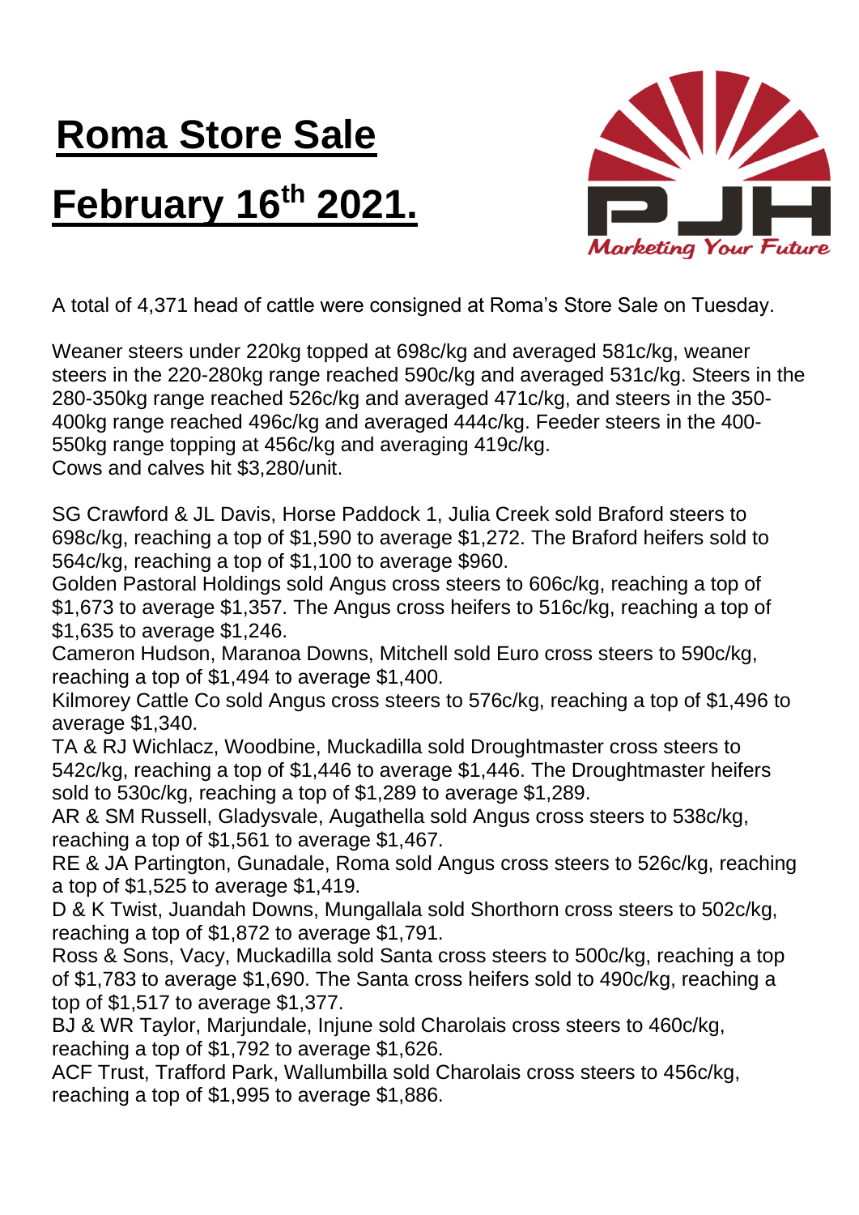# Roma Store Sale

# February 16th 2021.

A total of 4,371 head of cattle were consigned at Roma's Store Sale on Tuesday.

Weaner steers under 220kg topped at 698c/kg and averaged 581c/kg, weaner steers in the 220-280kg range reached 590c/kg and averaged 531c/kg. Steers in the 280-350kg range reached 526c/kg and averaged 471c/kg, and steers in the 350-400kg range reached 496c/kg and averaged 444c/kg. Feeder steers in the 400-550kg range topping at 456c/kg and averaging 419c/kg.
Cows and calves hit $3,280/unit.

SG Crawford & JL Davis, Horse Paddock 1, Julia Creek sold Braford steers to 698c/kg, reaching a top of $1,590 to average $1,272. The Braford heifers sold to 564c/kg, reaching a top of $1,100 to average $960.
Golden Pastoral Holdings sold Angus cross steers to 606c/kg, reaching a top of $1,673 to average $1,357. The Angus cross heifers to 516c/kg, reaching a top of $1,635 to average $1,246.
Cameron Hudson, Maranoa Downs, Mitchell sold Euro cross steers to 590c/kg, reaching a top of $1,494 to average $1,400.
Kilmorey Cattle Co sold Angus cross steers to 576c/kg, reaching a top of $1,496 to average $1,340.
TA & RJ Wichlacz, Woodbine, Muckadilla sold Droughtmaster cross steers to 542c/kg, reaching a top of $1,446 to average $1,446. The Droughtmaster heifers sold to 530c/kg, reaching a top of $1,289 to average $1,289.
AR & SM Russell, Gladysvale, Augathella sold Angus cross steers to 538c/kg, reaching a top of $1,561 to average $1,467.
RE & JA Partington, Gunadale, Roma sold Angus cross steers to 526c/kg, reaching a top of $1,525 to average $1,419.
D & K Twist, Juandah Downs, Mungallala sold Shorthorn cross steers to 502c/kg, reaching a top of $1,872 to average $1,791.
Ross & Sons, Vacy, Muckadilla sold Santa cross steers to 500c/kg, reaching a top of $1,783 to average $1,690. The Santa cross heifers sold to 490c/kg, reaching a top of $1,517 to average $1,377.
BJ & WR Taylor, Marjundale, Injune sold Charolais cross steers to 460c/kg, reaching a top of $1,792 to average $1,626.
ACF Trust, Trafford Park, Wallumbilla sold Charolais cross steers to 456c/kg, reaching a top of $1,995 to average $1,886.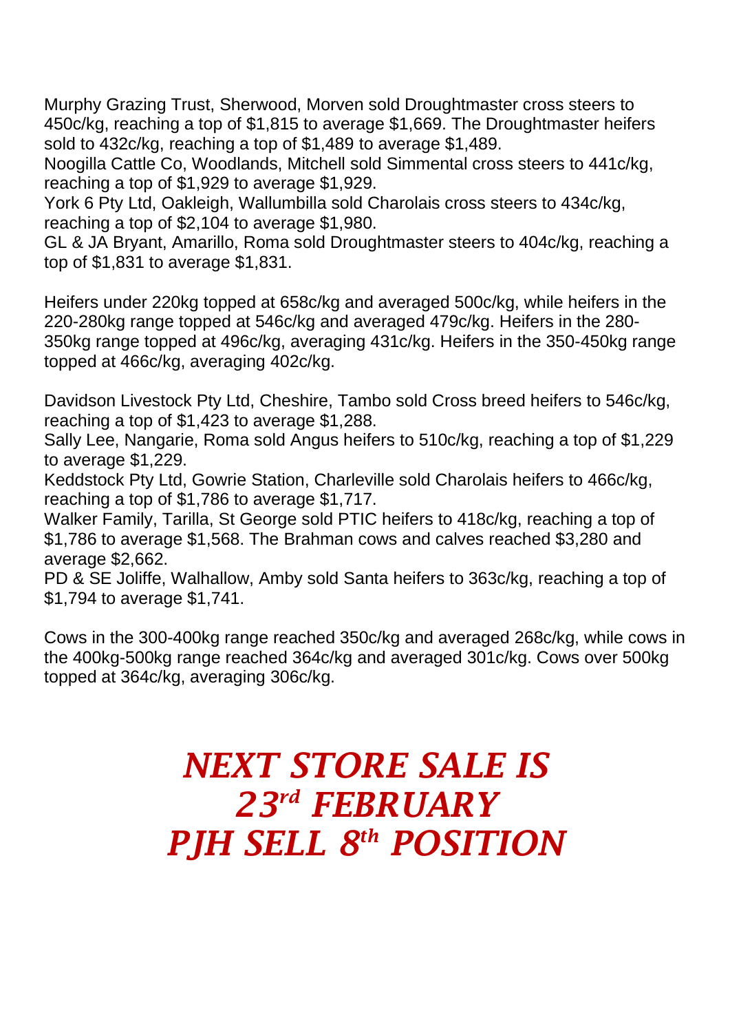Murphy Grazing Trust, Sherwood, Morven sold Droughtmaster cross steers to 450c/kg, reaching a top of $1,815 to average $1,669. The Droughtmaster heifers sold to 432c/kg, reaching a top of $1,489 to average $1,489.
Noogilla Cattle Co, Woodlands, Mitchell sold Simmental cross steers to 441c/kg, reaching a top of $1,929 to average $1,929.
York 6 Pty Ltd, Oakleigh, Wallumbilla sold Charolais cross steers to 434c/kg, reaching a top of $2,104 to average $1,980.
GL & JA Bryant, Amarillo, Roma sold Droughtmaster steers to 404c/kg, reaching a top of $1,831 to average $1,831.

Heifers under 220kg topped at 658c/kg and averaged 500c/kg, while heifers in the 220-280kg range topped at 546c/kg and averaged 479c/kg. Heifers in the 280-350kg range topped at 496c/kg, averaging 431c/kg. Heifers in the 350-450kg range topped at 466c/kg, averaging 402c/kg.

Davidson Livestock Pty Ltd, Cheshire, Tambo sold Cross breed heifers to 546c/kg, reaching a top of $1,423 to average $1,288.
Sally Lee, Nangarie, Roma sold Angus heifers to 510c/kg, reaching a top of $1,229 to average $1,229.
Keddstock Pty Ltd, Gowrie Station, Charleville sold Charolais heifers to 466c/kg, reaching a top of $1,786 to average $1,717.
Walker Family, Tarilla, St George sold PTIC heifers to 418c/kg, reaching a top of $1,786 to average $1,568. The Brahman cows and calves reached $3,280 and average $2,662.
PD & SE Joliffe, Walhallow, Amby sold Santa heifers to 363c/kg, reaching a top of $1,794 to average $1,741.

Cows in the 300-400kg range reached 350c/kg and averaged 268c/kg, while cows in the 400kg-500kg range reached 364c/kg and averaged 301c/kg. Cows over 500kg topped at 364c/kg, averaging 306c/kg.

***NEXT STORE SALE IS***
***23rd FEBRUARY***
***PJH SELL 8th POSITION***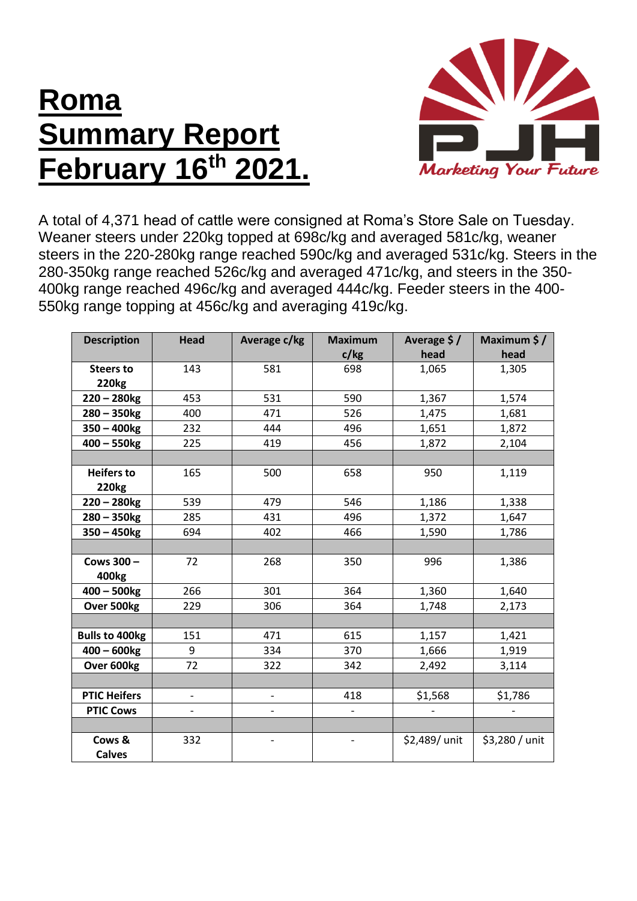# Roma Summary Report February 16th 2021.

Marketing Your Future

A total of 4,371 head of cattle were consigned at Roma's Store Sale on Tuesday. Weaner steers under 220kg topped at 698c/kg and averaged 581c/kg, weaner steers in the 220-280kg range reached 590c/kg and averaged 531c/kg. Steers in the 280-350kg range reached 526c/kg and averaged 471c/kg, and steers in the 350-400kg range reached 496c/kg and averaged 444c/kg. Feeder steers in the 400-550kg range topping at 456c/kg and averaging 419c/kg.

| Description | Head | Average c/kg | Maximum c/kg | Average $ / head | Maximum $ / head |
|---|---|---|---|---|---|
| **Steers to 220kg** | 143 | 581 | 698 | 1,065 | 1,305 |
| **220 – 280kg** | 453 | 531 | 590 | 1,367 | 1,574 |
| **280 – 350kg** | 400 | 471 | 526 | 1,475 | 1,681 |
| **350 – 400kg** | 232 | 444 | 496 | 1,651 | 1,872 |
| **400 – 550kg** | 225 | 419 | 456 | 1,872 | 2,104 |
| | | | | | |
| **Heifers to 220kg** | 165 | 500 | 658 | 950 | 1,119 |
| **220 – 280kg** | 539 | 479 | 546 | 1,186 | 1,338 |
| **280 – 350kg** | 285 | 431 | 496 | 1,372 | 1,647 |
| **350 – 450kg** | 694 | 402 | 466 | 1,590 | 1,786 |
| | | | | | |
| **Cows 300 – 400kg** | 72 | 268 | 350 | 996 | 1,386 |
| **400 – 500kg** | 266 | 301 | 364 | 1,360 | 1,640 |
| **Over 500kg** | 229 | 306 | 364 | 1,748 | 2,173 |
| | | | | | |
| **Bulls to 400kg** | 151 | 471 | 615 | 1,157 | 1,421 |
| **400 – 600kg** | 9 | 334 | 370 | 1,666 | 1,919 |
| **Over 600kg** | 72 | 322 | 342 | 2,492 | 3,114 |
| | | | | | |
| **PTIC Heifers** | - | - | 418 | $1,568 | $1,786 |
| **PTIC Cows** | - | - | - | - | - |
| | | | | | |
| **Cows & Calves** | 332 | - | - | $2,489/ unit | $3,280 / unit |